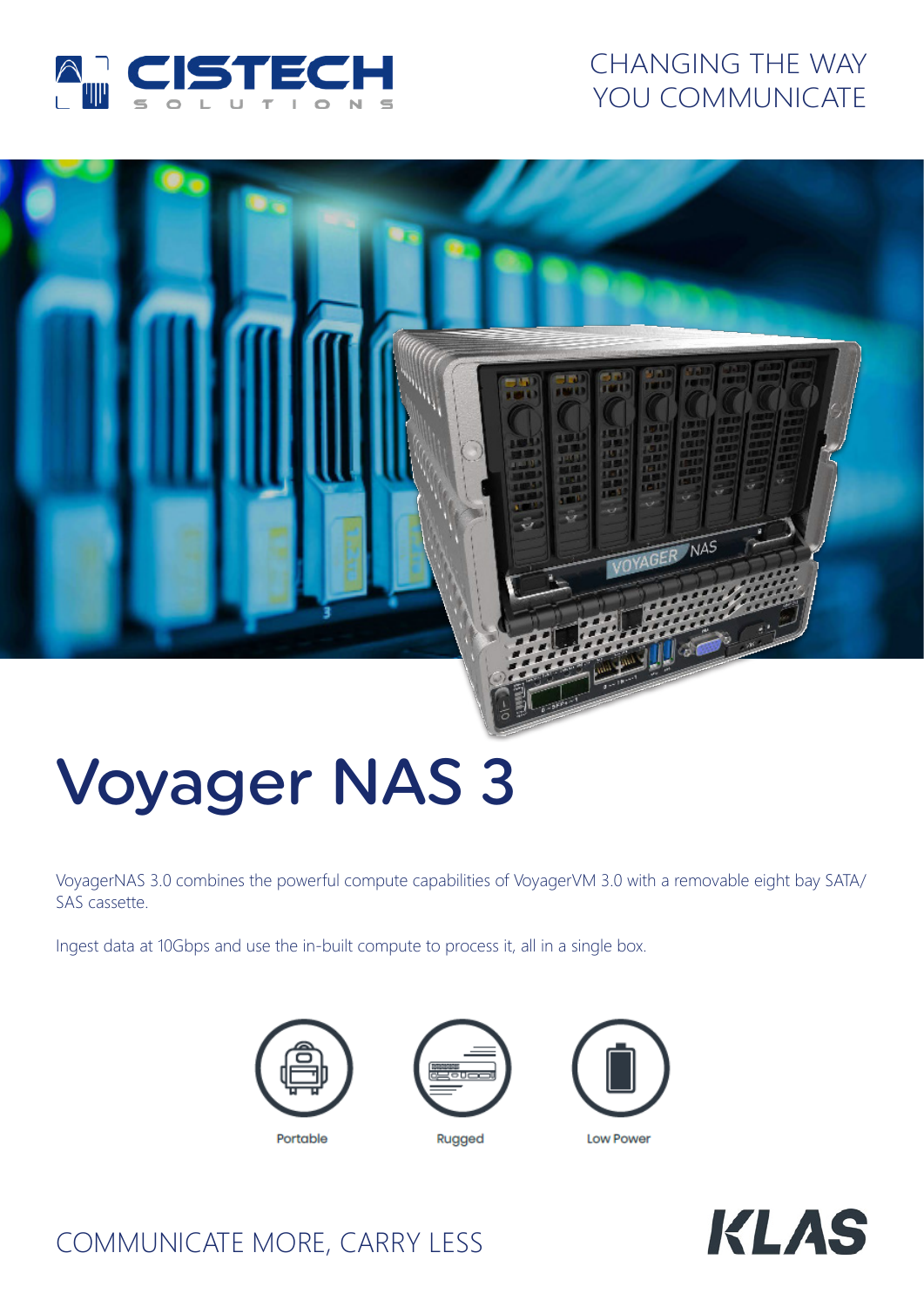CHANGING THE WAY YOU COMMUNICATE

# Voyager NAS 3

VoyagerNAS 3.0 combines the powerful compute capabilities of VoyagerVM 3.0 with a removable eight bay SATA/SAS cassette.

Ingest data at 10Gbps and use the in-built compute to process it, all in a single box.

Portable

Rugged

Low Power

COMMUNICATE MORE, CARRY LESS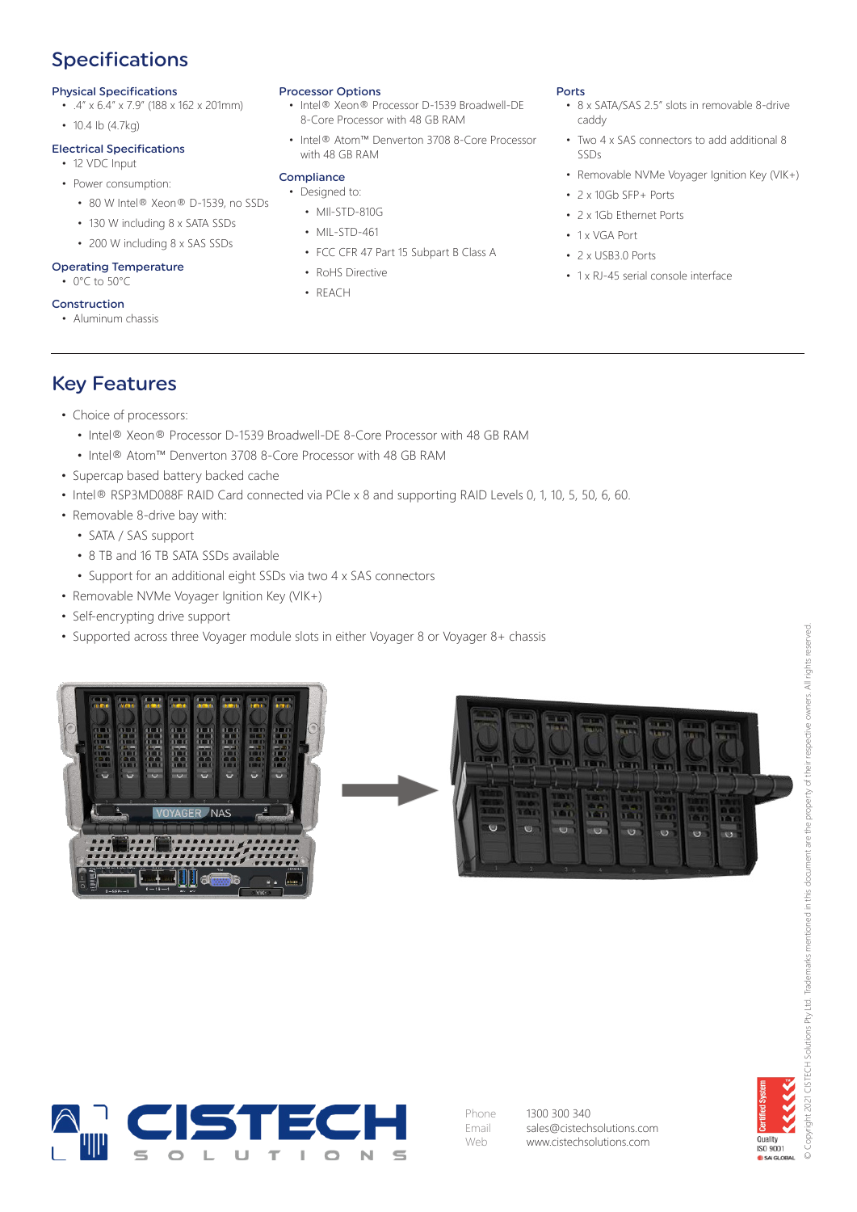# Specifications

### Physical Specifications

- .4" x 6.4" x 7.9" (188 x 162 x 201mm)
- 10.4 lb (4.7kg)

### Electrical Specifications

- 12 VDC Input
- Power consumption:
  - 80 W Intel® Xeon® D-1539, no SSDs
  - 130 W including 8 x SATA SSDs
  - 200 W including 8 x SAS SSDs

### Operating Temperature

- 0°C to 50°C

### Construction

- Aluminum chassis

### Processor Options

- Intel® Xeon® Processor D-1539 Broadwell-DE 8-Core Processor with 48 GB RAM
- Intel® Atom™ Denverton 3708 8-Core Processor with 48 GB RAM

### Compliance

- Designed to:
  - MIl-STD-810G
  - MIL-STD-461
  - FCC CFR 47 Part 15 Subpart B Class A
  - RoHS Directive
  - REACH

### Ports

- 8 x SATA/SAS 2.5" slots in removable 8-drive caddy
- Two 4 x SAS connectors to add additional 8 SSDs
- Removable NVMe Voyager Ignition Key (VIK+)
- 2 x 10Gb SFP+ Ports
- 2 x 1Gb Ethernet Ports
- 1 x VGA Port
- 2 x USB3.0 Ports
- 1 x RJ-45 serial console interface

# Key Features

- Choice of processors:
  - Intel® Xeon® Processor D-1539 Broadwell-DE 8-Core Processor with 48 GB RAM
  - Intel® Atom™ Denverton 3708 8-Core Processor with 48 GB RAM
- Supercap based battery backed cache
- Intel® RSP3MD088F RAID Card connected via PCIe x 8 and supporting RAID Levels 0, 1, 10, 5, 50, 6, 60.
- Removable 8-drive bay with:
  - SATA / SAS support
  - 8 TB and 16 TB SATA SSDs available
  - Support for an additional eight SSDs via two 4 x SAS connectors
- Removable NVMe Voyager Ignition Key (VIK+)
- Self-encrypting drive support
- Supported across three Voyager module slots in either Voyager 8 or Voyager 8+ chassis

CISTECH SOLUTIONS

Phone 1300 300 340
Email sales@cistechsolutions.com
Web www.cistechsolutions.com

Certified System Quality ISO 9001 SAI GLOBAL

© Copyright 2021 CISTECH Solutions Pty Ltd. Trademarks mentioned in this document are the property of their respective owners. All rights reserved.